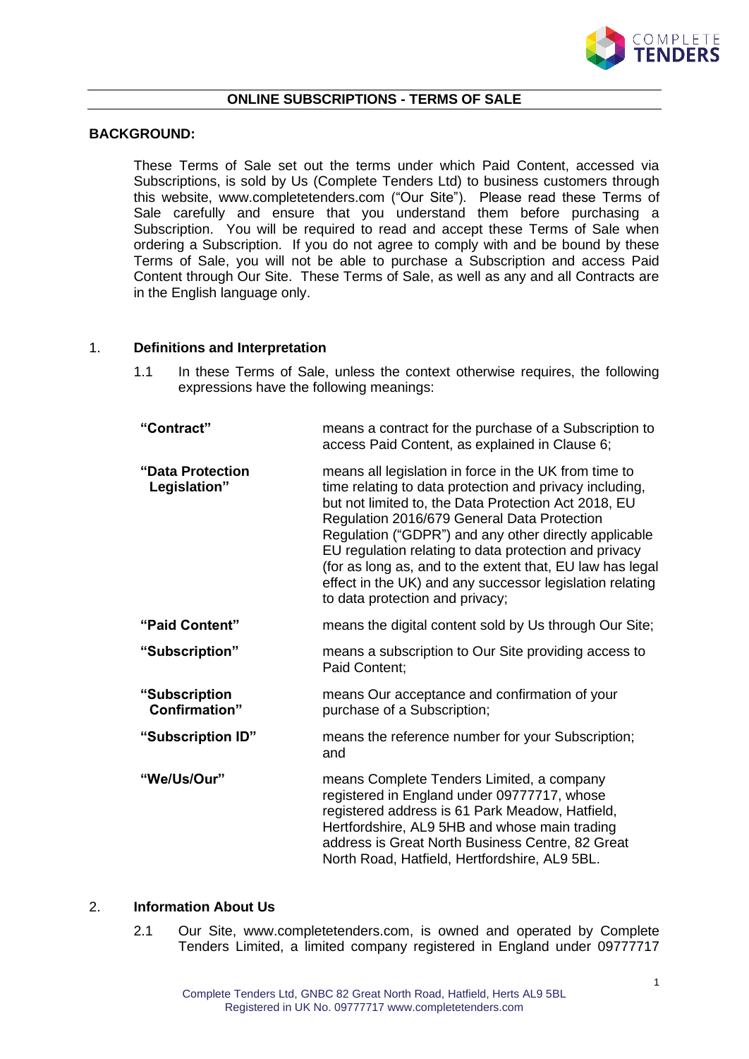## ONLINE SUBSCRIPTIONS - TERMS OF SALE

**BACKGROUND:**

These Terms of Sale set out the terms under which Paid Content, accessed via Subscriptions, is sold by Us (Complete Tenders Ltd) to business customers through this website, www.completetenders.com ("Our Site"). Please read these Terms of Sale carefully and ensure that you understand them before purchasing a Subscription. You will be required to read and accept these Terms of Sale when ordering a Subscription. If you do not agree to comply with and be bound by these Terms of Sale, you will not be able to purchase a Subscription and access Paid Content through Our Site. These Terms of Sale, as well as any and all Contracts are in the English language only.

### 1. Definitions and Interpretation

1.1 In these Terms of Sale, unless the context otherwise requires, the following expressions have the following meanings:

| | |
|---|---|
| **"Contract"** | means a contract for the purchase of a Subscription to access Paid Content, as explained in Clause 6; |
| **"Data Protection Legislation"** | means all legislation in force in the UK from time to time relating to data protection and privacy including, but not limited to, the Data Protection Act 2018, EU Regulation 2016/679 General Data Protection Regulation ("GDPR") and any other directly applicable EU regulation relating to data protection and privacy (for as long as, and to the extent that, EU law has legal effect in the UK) and any successor legislation relating to data protection and privacy; |
| **"Paid Content"** | means the digital content sold by Us through Our Site; |
| **"Subscription"** | means a subscription to Our Site providing access to Paid Content; |
| **"Subscription Confirmation"** | means Our acceptance and confirmation of your purchase of a Subscription; |
| **"Subscription ID"** | means the reference number for your Subscription; and |
| **"We/Us/Our"** | means Complete Tenders Limited, a company registered in England under 09777717, whose registered address is 61 Park Meadow, Hatfield, Hertfordshire, AL9 5HB and whose main trading address is Great North Business Centre, 82 Great North Road, Hatfield, Hertfordshire, AL9 5BL. |

### 2. Information About Us

2.1 Our Site, www.completetenders.com, is owned and operated by Complete Tenders Limited, a limited company registered in England under 09777717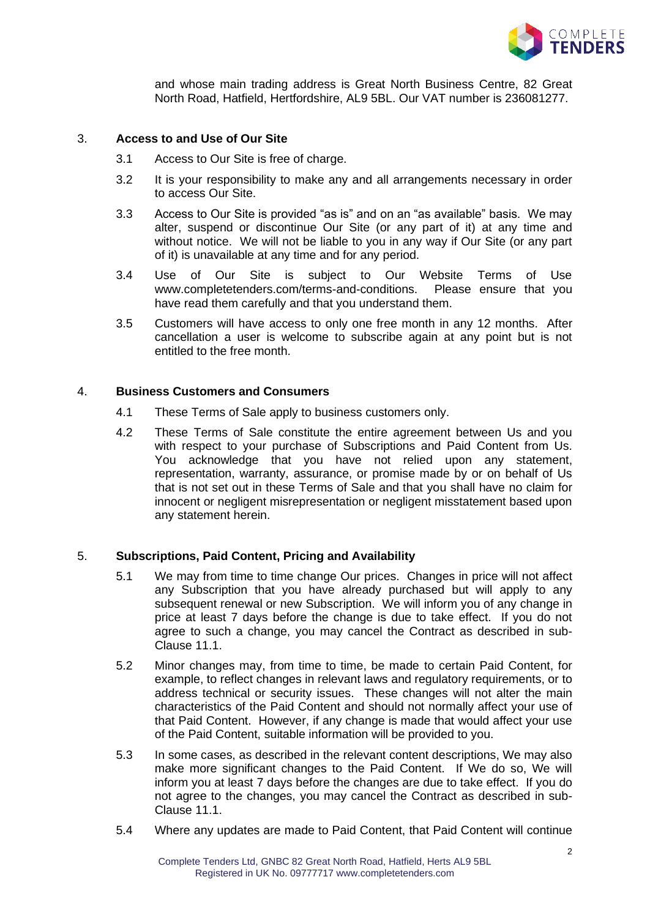and whose main trading address is Great North Business Centre, 82 Great North Road, Hatfield, Hertfordshire, AL9 5BL. Our VAT number is 236081277.

## 3. Access to and Use of Our Site

3.1 Access to Our Site is free of charge.

3.2 It is your responsibility to make any and all arrangements necessary in order to access Our Site.

3.3 Access to Our Site is provided "as is" and on an "as available" basis. We may alter, suspend or discontinue Our Site (or any part of it) at any time and without notice. We will not be liable to you in any way if Our Site (or any part of it) is unavailable at any time and for any period.

3.4 Use of Our Site is subject to Our Website Terms of Use www.completetenders.com/terms-and-conditions. Please ensure that you have read them carefully and that you understand them.

3.5 Customers will have access to only one free month in any 12 months. After cancellation a user is welcome to subscribe again at any point but is not entitled to the free month.

## 4. Business Customers and Consumers

4.1 These Terms of Sale apply to business customers only.

4.2 These Terms of Sale constitute the entire agreement between Us and you with respect to your purchase of Subscriptions and Paid Content from Us. You acknowledge that you have not relied upon any statement, representation, warranty, assurance, or promise made by or on behalf of Us that is not set out in these Terms of Sale and that you shall have no claim for innocent or negligent misrepresentation or negligent misstatement based upon any statement herein.

## 5. Subscriptions, Paid Content, Pricing and Availability

5.1 We may from time to time change Our prices. Changes in price will not affect any Subscription that you have already purchased but will apply to any subsequent renewal or new Subscription. We will inform you of any change in price at least 7 days before the change is due to take effect. If you do not agree to such a change, you may cancel the Contract as described in sub-Clause 11.1.

5.2 Minor changes may, from time to time, be made to certain Paid Content, for example, to reflect changes in relevant laws and regulatory requirements, or to address technical or security issues. These changes will not alter the main characteristics of the Paid Content and should not normally affect your use of that Paid Content. However, if any change is made that would affect your use of the Paid Content, suitable information will be provided to you.

5.3 In some cases, as described in the relevant content descriptions, We may also make more significant changes to the Paid Content. If We do so, We will inform you at least 7 days before the changes are due to take effect. If you do not agree to the changes, you may cancel the Contract as described in sub-Clause 11.1.

5.4 Where any updates are made to Paid Content, that Paid Content will continue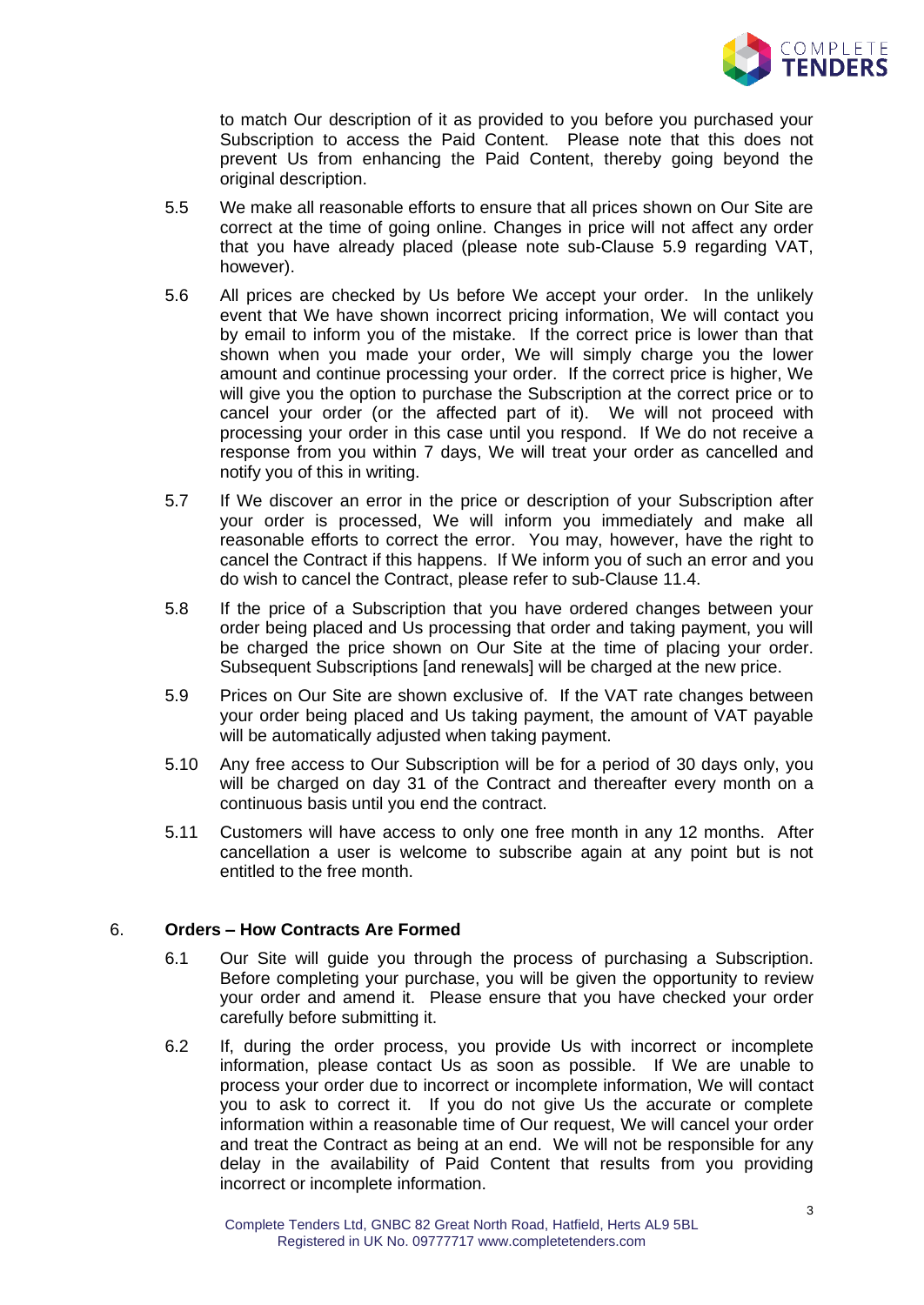to match Our description of it as provided to you before you purchased your Subscription to access the Paid Content. Please note that this does not prevent Us from enhancing the Paid Content, thereby going beyond the original description.

5.5 We make all reasonable efforts to ensure that all prices shown on Our Site are correct at the time of going online. Changes in price will not affect any order that you have already placed (please note sub-Clause 5.9 regarding VAT, however).

5.6 All prices are checked by Us before We accept your order. In the unlikely event that We have shown incorrect pricing information, We will contact you by email to inform you of the mistake. If the correct price is lower than that shown when you made your order, We will simply charge you the lower amount and continue processing your order. If the correct price is higher, We will give you the option to purchase the Subscription at the correct price or to cancel your order (or the affected part of it). We will not proceed with processing your order in this case until you respond. If We do not receive a response from you within 7 days, We will treat your order as cancelled and notify you of this in writing.

5.7 If We discover an error in the price or description of your Subscription after your order is processed, We will inform you immediately and make all reasonable efforts to correct the error. You may, however, have the right to cancel the Contract if this happens. If We inform you of such an error and you do wish to cancel the Contract, please refer to sub-Clause 11.4.

5.8 If the price of a Subscription that you have ordered changes between your order being placed and Us processing that order and taking payment, you will be charged the price shown on Our Site at the time of placing your order. Subsequent Subscriptions [and renewals] will be charged at the new price.

5.9 Prices on Our Site are shown exclusive of. If the VAT rate changes between your order being placed and Us taking payment, the amount of VAT payable will be automatically adjusted when taking payment.

5.10 Any free access to Our Subscription will be for a period of 30 days only, you will be charged on day 31 of the Contract and thereafter every month on a continuous basis until you end the contract.

5.11 Customers will have access to only one free month in any 12 months. After cancellation a user is welcome to subscribe again at any point but is not entitled to the free month.

6. **Orders – How Contracts Are Formed**

6.1 Our Site will guide you through the process of purchasing a Subscription. Before completing your purchase, you will be given the opportunity to review your order and amend it. Please ensure that you have checked your order carefully before submitting it.

6.2 If, during the order process, you provide Us with incorrect or incomplete information, please contact Us as soon as possible. If We are unable to process your order due to incorrect or incomplete information, We will contact you to ask to correct it. If you do not give Us the accurate or complete information within a reasonable time of Our request, We will cancel your order and treat the Contract as being at an end. We will not be responsible for any delay in the availability of Paid Content that results from you providing incorrect or incomplete information.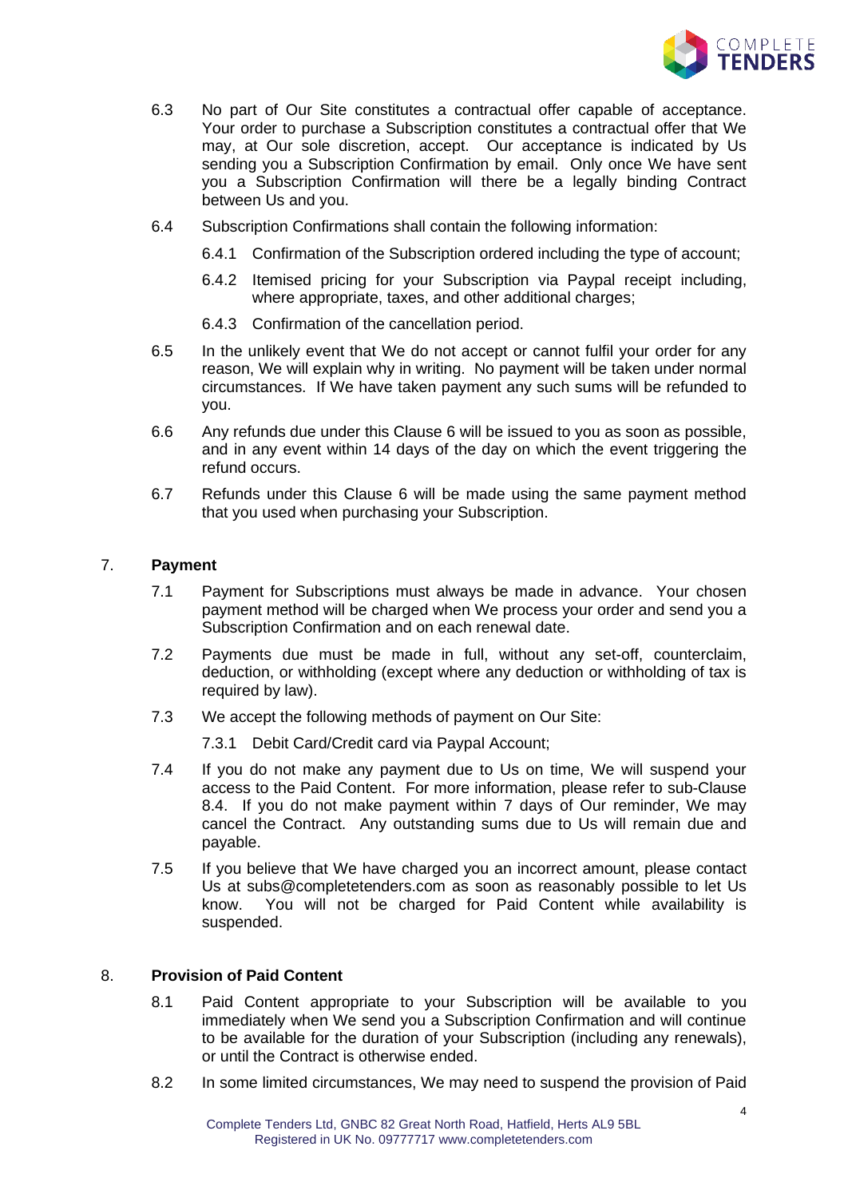6.3 No part of Our Site constitutes a contractual offer capable of acceptance. Your order to purchase a Subscription constitutes a contractual offer that We may, at Our sole discretion, accept. Our acceptance is indicated by Us sending you a Subscription Confirmation by email. Only once We have sent you a Subscription Confirmation will there be a legally binding Contract between Us and you.

6.4 Subscription Confirmations shall contain the following information:

6.4.1 Confirmation of the Subscription ordered including the type of account;

6.4.2 Itemised pricing for your Subscription via Paypal receipt including, where appropriate, taxes, and other additional charges;

6.4.3 Confirmation of the cancellation period.

6.5 In the unlikely event that We do not accept or cannot fulfil your order for any reason, We will explain why in writing. No payment will be taken under normal circumstances. If We have taken payment any such sums will be refunded to you.

6.6 Any refunds due under this Clause 6 will be issued to you as soon as possible, and in any event within 14 days of the day on which the event triggering the refund occurs.

6.7 Refunds under this Clause 6 will be made using the same payment method that you used when purchasing your Subscription.

## 7. Payment

7.1 Payment for Subscriptions must always be made in advance. Your chosen payment method will be charged when We process your order and send you a Subscription Confirmation and on each renewal date.

7.2 Payments due must be made in full, without any set-off, counterclaim, deduction, or withholding (except where any deduction or withholding of tax is required by law).

7.3 We accept the following methods of payment on Our Site:

7.3.1 Debit Card/Credit card via Paypal Account;

7.4 If you do not make any payment due to Us on time, We will suspend your access to the Paid Content. For more information, please refer to sub-Clause 8.4. If you do not make payment within 7 days of Our reminder, We may cancel the Contract. Any outstanding sums due to Us will remain due and payable.

7.5 If you believe that We have charged you an incorrect amount, please contact Us at subs@completetenders.com as soon as reasonably possible to let Us know. You will not be charged for Paid Content while availability is suspended.

## 8. Provision of Paid Content

8.1 Paid Content appropriate to your Subscription will be available to you immediately when We send you a Subscription Confirmation and will continue to be available for the duration of your Subscription (including any renewals), or until the Contract is otherwise ended.

8.2 In some limited circumstances, We may need to suspend the provision of Paid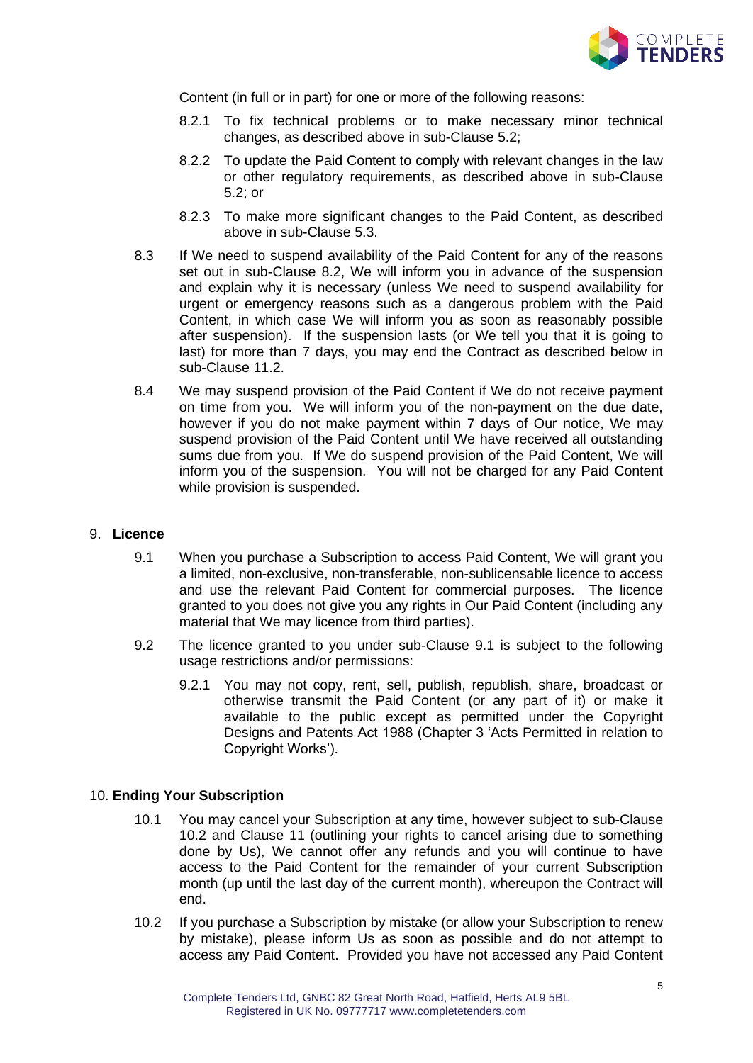Content (in full or in part) for one or more of the following reasons:

8.2.1 To fix technical problems or to make necessary minor technical changes, as described above in sub-Clause 5.2;

8.2.2 To update the Paid Content to comply with relevant changes in the law or other regulatory requirements, as described above in sub-Clause 5.2; or

8.2.3 To make more significant changes to the Paid Content, as described above in sub-Clause 5.3.

8.3 If We need to suspend availability of the Paid Content for any of the reasons set out in sub-Clause 8.2, We will inform you in advance of the suspension and explain why it is necessary (unless We need to suspend availability for urgent or emergency reasons such as a dangerous problem with the Paid Content, in which case We will inform you as soon as reasonably possible after suspension). If the suspension lasts (or We tell you that it is going to last) for more than 7 days, you may end the Contract as described below in sub-Clause 11.2.

8.4 We may suspend provision of the Paid Content if We do not receive payment on time from you. We will inform you of the non-payment on the due date, however if you do not make payment within 7 days of Our notice, We may suspend provision of the Paid Content until We have received all outstanding sums due from you. If We do suspend provision of the Paid Content, We will inform you of the suspension. You will not be charged for any Paid Content while provision is suspended.

## 9. Licence

9.1 When you purchase a Subscription to access Paid Content, We will grant you a limited, non-exclusive, non-transferable, non-sublicensable licence to access and use the relevant Paid Content for commercial purposes. The licence granted to you does not give you any rights in Our Paid Content (including any material that We may licence from third parties).

9.2 The licence granted to you under sub-Clause 9.1 is subject to the following usage restrictions and/or permissions:

9.2.1 You may not copy, rent, sell, publish, republish, share, broadcast or otherwise transmit the Paid Content (or any part of it) or make it available to the public except as permitted under the Copyright Designs and Patents Act 1988 (Chapter 3 'Acts Permitted in relation to Copyright Works').

## 10. Ending Your Subscription

10.1 You may cancel your Subscription at any time, however subject to sub-Clause 10.2 and Clause 11 (outlining your rights to cancel arising due to something done by Us), We cannot offer any refunds and you will continue to have access to the Paid Content for the remainder of your current Subscription month (up until the last day of the current month), whereupon the Contract will end.

10.2 If you purchase a Subscription by mistake (or allow your Subscription to renew by mistake), please inform Us as soon as possible and do not attempt to access any Paid Content. Provided you have not accessed any Paid Content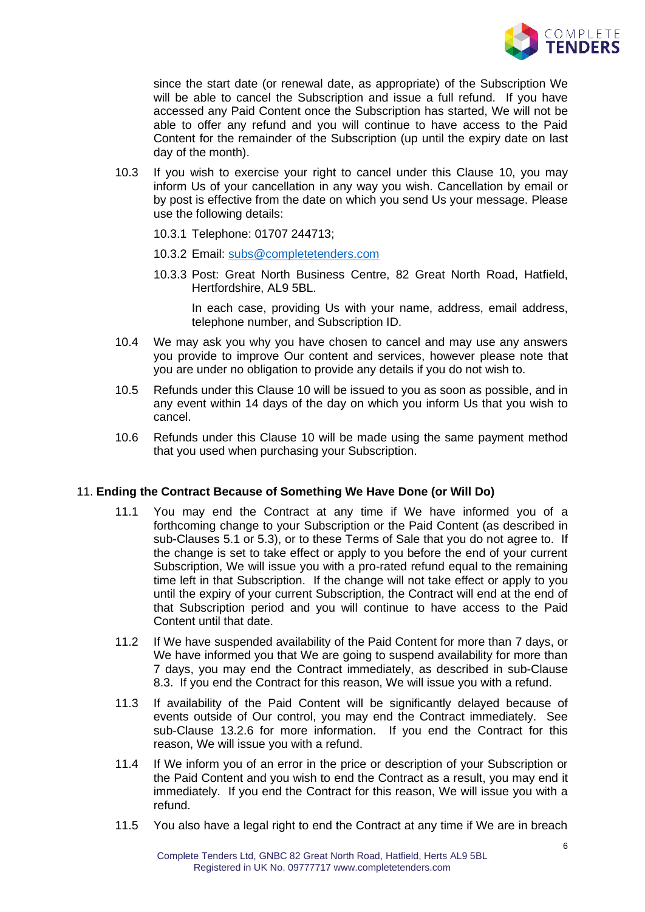since the start date (or renewal date, as appropriate) of the Subscription We will be able to cancel the Subscription and issue a full refund. If you have accessed any Paid Content once the Subscription has started, We will not be able to offer any refund and you will continue to have access to the Paid Content for the remainder of the Subscription (up until the expiry date on last day of the month).

10.3 If you wish to exercise your right to cancel under this Clause 10, you may inform Us of your cancellation in any way you wish. Cancellation by email or by post is effective from the date on which you send Us your message. Please use the following details:

10.3.1 Telephone: 01707 244713;

10.3.2 Email: subs@completetenders.com

10.3.3 Post: Great North Business Centre, 82 Great North Road, Hatfield, Hertfordshire, AL9 5BL.

In each case, providing Us with your name, address, email address, telephone number, and Subscription ID.

10.4 We may ask you why you have chosen to cancel and may use any answers you provide to improve Our content and services, however please note that you are under no obligation to provide any details if you do not wish to.

10.5 Refunds under this Clause 10 will be issued to you as soon as possible, and in any event within 14 days of the day on which you inform Us that you wish to cancel.

10.6 Refunds under this Clause 10 will be made using the same payment method that you used when purchasing your Subscription.

## 11. Ending the Contract Because of Something We Have Done (or Will Do)

11.1 You may end the Contract at any time if We have informed you of a forthcoming change to your Subscription or the Paid Content (as described in sub-Clauses 5.1 or 5.3), or to these Terms of Sale that you do not agree to. If the change is set to take effect or apply to you before the end of your current Subscription, We will issue you with a pro-rated refund equal to the remaining time left in that Subscription. If the change will not take effect or apply to you until the expiry of your current Subscription, the Contract will end at the end of that Subscription period and you will continue to have access to the Paid Content until that date.

11.2 If We have suspended availability of the Paid Content for more than 7 days, or We have informed you that We are going to suspend availability for more than 7 days, you may end the Contract immediately, as described in sub-Clause 8.3. If you end the Contract for this reason, We will issue you with a refund.

11.3 If availability of the Paid Content will be significantly delayed because of events outside of Our control, you may end the Contract immediately. See sub-Clause 13.2.6 for more information. If you end the Contract for this reason, We will issue you with a refund.

11.4 If We inform you of an error in the price or description of your Subscription or the Paid Content and you wish to end the Contract as a result, you may end it immediately. If you end the Contract for this reason, We will issue you with a refund.

11.5 You also have a legal right to end the Contract at any time if We are in breach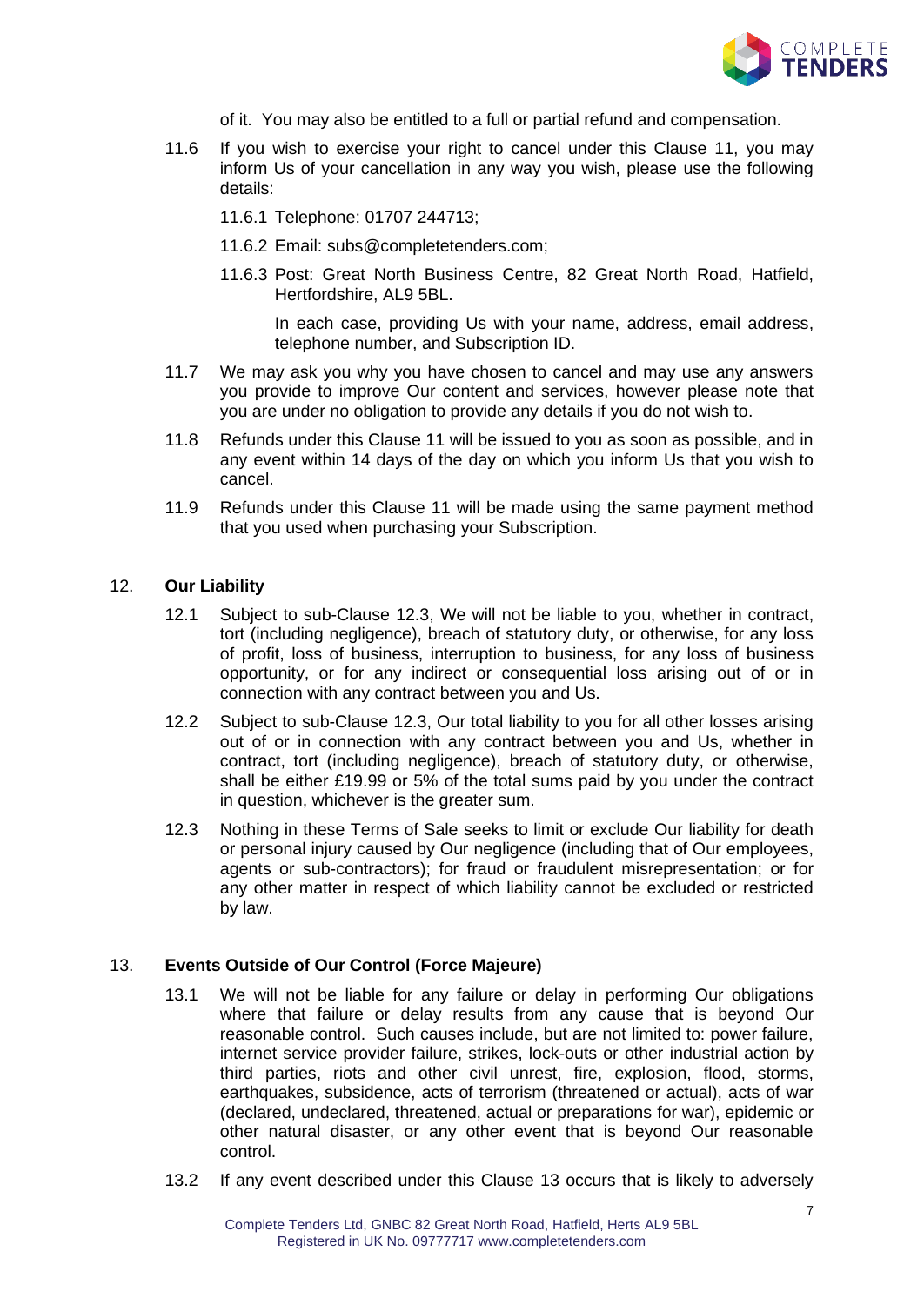of it. You may also be entitled to a full or partial refund and compensation.

11.6 If you wish to exercise your right to cancel under this Clause 11, you may inform Us of your cancellation in any way you wish, please use the following details:

11.6.1 Telephone: 01707 244713;

11.6.2 Email: subs@completetenders.com;

11.6.3 Post: Great North Business Centre, 82 Great North Road, Hatfield, Hertfordshire, AL9 5BL.

In each case, providing Us with your name, address, email address, telephone number, and Subscription ID.

11.7 We may ask you why you have chosen to cancel and may use any answers you provide to improve Our content and services, however please note that you are under no obligation to provide any details if you do not wish to.

11.8 Refunds under this Clause 11 will be issued to you as soon as possible, and in any event within 14 days of the day on which you inform Us that you wish to cancel.

11.9 Refunds under this Clause 11 will be made using the same payment method that you used when purchasing your Subscription.

## 12. Our Liability

12.1 Subject to sub-Clause 12.3, We will not be liable to you, whether in contract, tort (including negligence), breach of statutory duty, or otherwise, for any loss of profit, loss of business, interruption to business, for any loss of business opportunity, or for any indirect or consequential loss arising out of or in connection with any contract between you and Us.

12.2 Subject to sub-Clause 12.3, Our total liability to you for all other losses arising out of or in connection with any contract between you and Us, whether in contract, tort (including negligence), breach of statutory duty, or otherwise, shall be either £19.99 or 5% of the total sums paid by you under the contract in question, whichever is the greater sum.

12.3 Nothing in these Terms of Sale seeks to limit or exclude Our liability for death or personal injury caused by Our negligence (including that of Our employees, agents or sub-contractors); for fraud or fraudulent misrepresentation; or for any other matter in respect of which liability cannot be excluded or restricted by law.

## 13. Events Outside of Our Control (Force Majeure)

13.1 We will not be liable for any failure or delay in performing Our obligations where that failure or delay results from any cause that is beyond Our reasonable control. Such causes include, but are not limited to: power failure, internet service provider failure, strikes, lock-outs or other industrial action by third parties, riots and other civil unrest, fire, explosion, flood, storms, earthquakes, subsidence, acts of terrorism (threatened or actual), acts of war (declared, undeclared, threatened, actual or preparations for war), epidemic or other natural disaster, or any other event that is beyond Our reasonable control.

13.2 If any event described under this Clause 13 occurs that is likely to adversely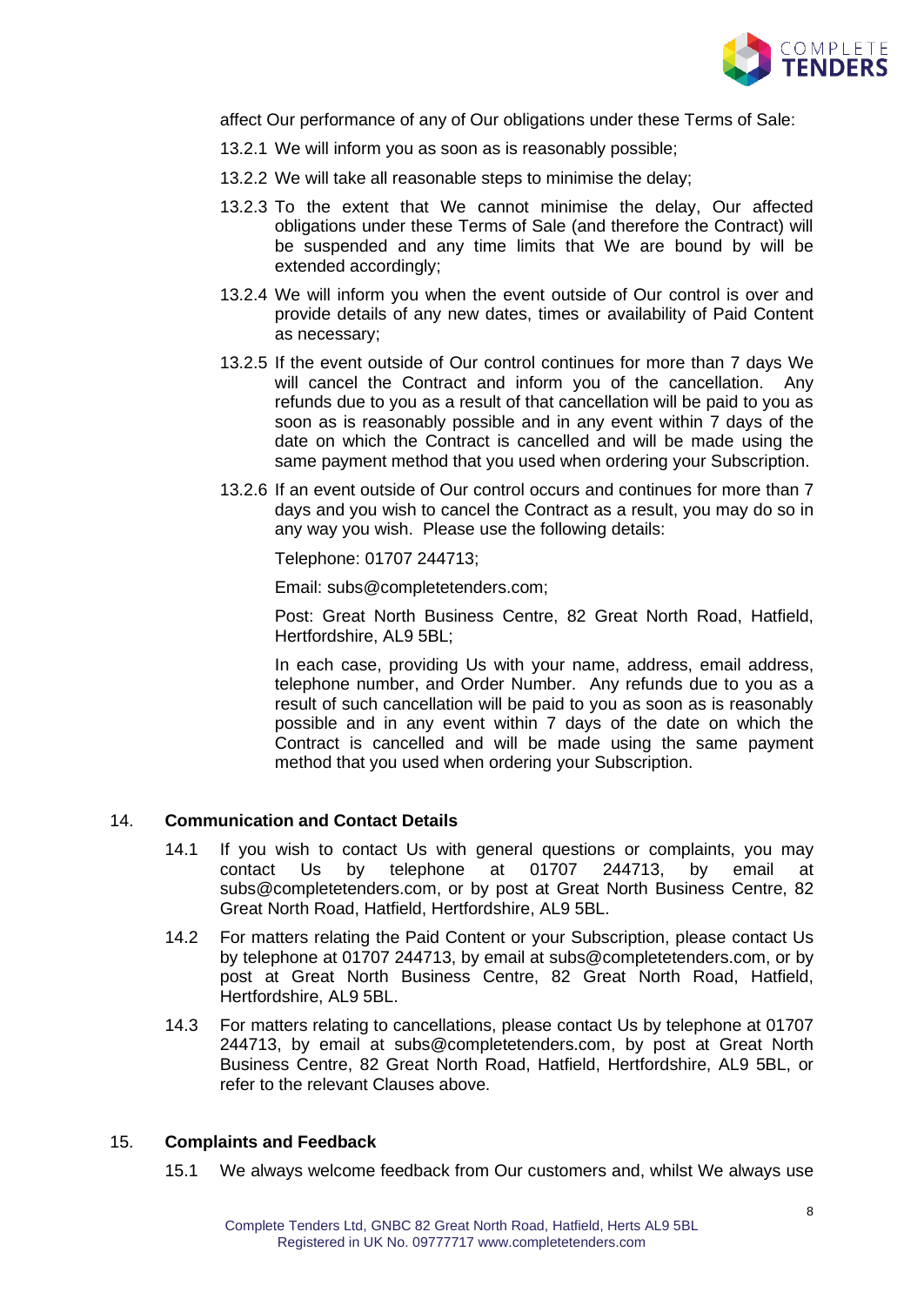affect Our performance of any of Our obligations under these Terms of Sale:

13.2.1 We will inform you as soon as is reasonably possible;

13.2.2 We will take all reasonable steps to minimise the delay;

13.2.3 To the extent that We cannot minimise the delay, Our affected obligations under these Terms of Sale (and therefore the Contract) will be suspended and any time limits that We are bound by will be extended accordingly;

13.2.4 We will inform you when the event outside of Our control is over and provide details of any new dates, times or availability of Paid Content as necessary;

13.2.5 If the event outside of Our control continues for more than 7 days We will cancel the Contract and inform you of the cancellation. Any refunds due to you as a result of that cancellation will be paid to you as soon as is reasonably possible and in any event within 7 days of the date on which the Contract is cancelled and will be made using the same payment method that you used when ordering your Subscription.

13.2.6 If an event outside of Our control occurs and continues for more than 7 days and you wish to cancel the Contract as a result, you may do so in any way you wish. Please use the following details:

Telephone: 01707 244713;

Email: subs@completetenders.com;

Post: Great North Business Centre, 82 Great North Road, Hatfield, Hertfordshire, AL9 5BL;

In each case, providing Us with your name, address, email address, telephone number, and Order Number. Any refunds due to you as a result of such cancellation will be paid to you as soon as is reasonably possible and in any event within 7 days of the date on which the Contract is cancelled and will be made using the same payment method that you used when ordering your Subscription.

## 14. Communication and Contact Details

14.1 If you wish to contact Us with general questions or complaints, you may contact Us by telephone at 01707 244713, by email at subs@completetenders.com, or by post at Great North Business Centre, 82 Great North Road, Hatfield, Hertfordshire, AL9 5BL.

14.2 For matters relating the Paid Content or your Subscription, please contact Us by telephone at 01707 244713, by email at subs@completetenders.com, or by post at Great North Business Centre, 82 Great North Road, Hatfield, Hertfordshire, AL9 5BL.

14.3 For matters relating to cancellations, please contact Us by telephone at 01707 244713, by email at subs@completetenders.com, by post at Great North Business Centre, 82 Great North Road, Hatfield, Hertfordshire, AL9 5BL, or refer to the relevant Clauses above.

## 15. Complaints and Feedback

15.1 We always welcome feedback from Our customers and, whilst We always use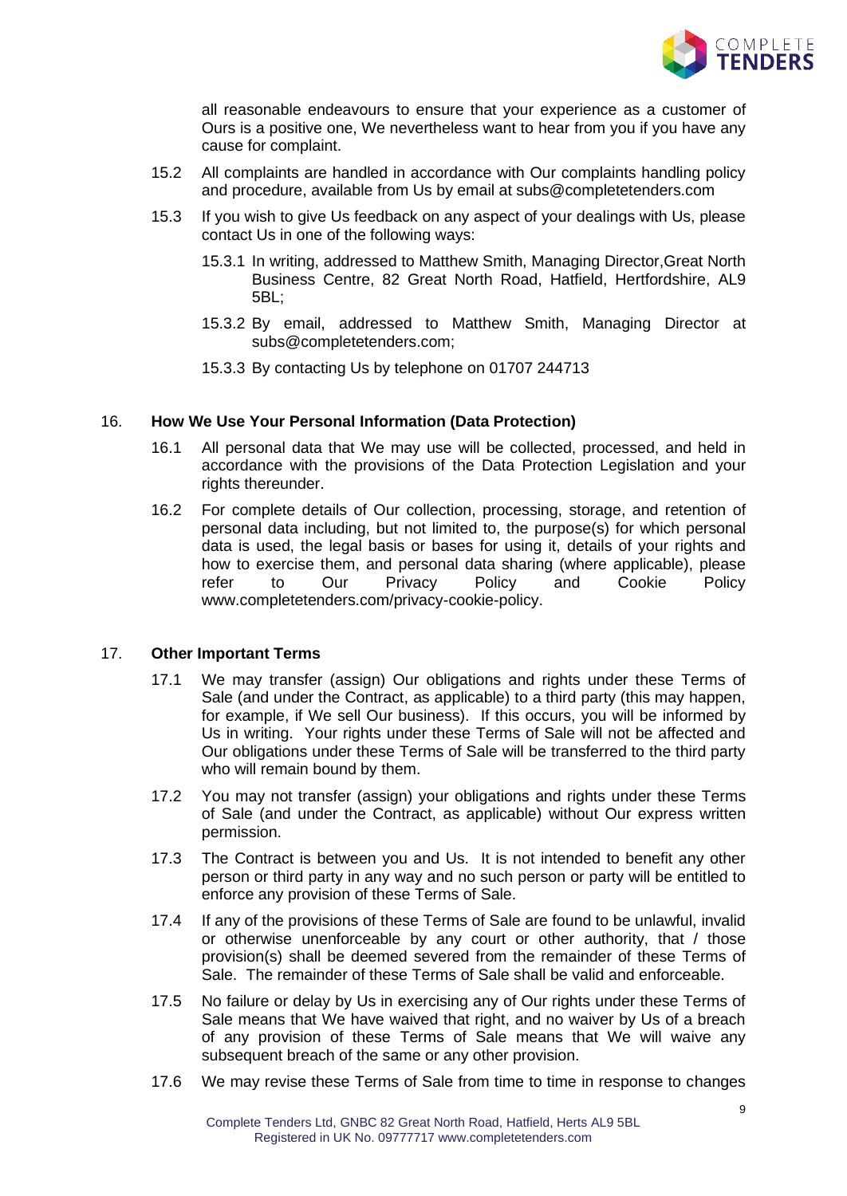all reasonable endeavours to ensure that your experience as a customer of Ours is a positive one, We nevertheless want to hear from you if you have any cause for complaint.

15.2 All complaints are handled in accordance with Our complaints handling policy and procedure, available from Us by email at subs@completetenders.com

15.3 If you wish to give Us feedback on any aspect of your dealings with Us, please contact Us in one of the following ways:

15.3.1 In writing, addressed to Matthew Smith, Managing Director,Great North Business Centre, 82 Great North Road, Hatfield, Hertfordshire, AL9 5BL;

15.3.2 By email, addressed to Matthew Smith, Managing Director at subs@completetenders.com;

15.3.3 By contacting Us by telephone on 01707 244713

## 16. How We Use Your Personal Information (Data Protection)

16.1 All personal data that We may use will be collected, processed, and held in accordance with the provisions of the Data Protection Legislation and your rights thereunder.

16.2 For complete details of Our collection, processing, storage, and retention of personal data including, but not limited to, the purpose(s) for which personal data is used, the legal basis or bases for using it, details of your rights and how to exercise them, and personal data sharing (where applicable), please refer to Our Privacy Policy and Cookie Policy www.completetenders.com/privacy-cookie-policy.

## 17. Other Important Terms

17.1 We may transfer (assign) Our obligations and rights under these Terms of Sale (and under the Contract, as applicable) to a third party (this may happen, for example, if We sell Our business). If this occurs, you will be informed by Us in writing. Your rights under these Terms of Sale will not be affected and Our obligations under these Terms of Sale will be transferred to the third party who will remain bound by them.

17.2 You may not transfer (assign) your obligations and rights under these Terms of Sale (and under the Contract, as applicable) without Our express written permission.

17.3 The Contract is between you and Us. It is not intended to benefit any other person or third party in any way and no such person or party will be entitled to enforce any provision of these Terms of Sale.

17.4 If any of the provisions of these Terms of Sale are found to be unlawful, invalid or otherwise unenforceable by any court or other authority, that / those provision(s) shall be deemed severed from the remainder of these Terms of Sale. The remainder of these Terms of Sale shall be valid and enforceable.

17.5 No failure or delay by Us in exercising any of Our rights under these Terms of Sale means that We have waived that right, and no waiver by Us of a breach of any provision of these Terms of Sale means that We will waive any subsequent breach of the same or any other provision.

17.6 We may revise these Terms of Sale from time to time in response to changes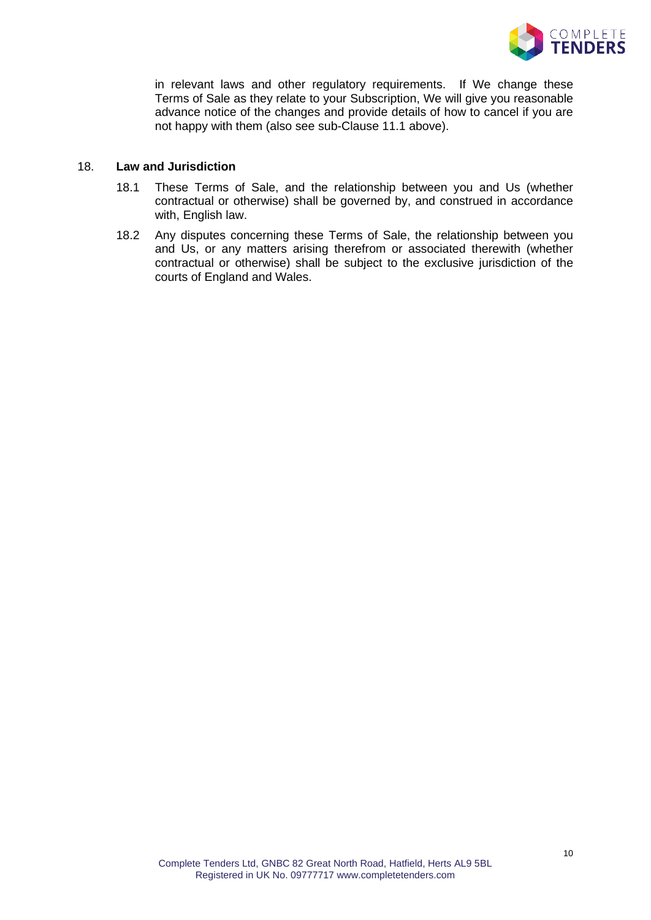in relevant laws and other regulatory requirements. If We change these Terms of Sale as they relate to your Subscription, We will give you reasonable advance notice of the changes and provide details of how to cancel if you are not happy with them (also see sub-Clause 11.1 above).

18. **Law and Jurisdiction**

18.1 These Terms of Sale, and the relationship between you and Us (whether contractual or otherwise) shall be governed by, and construed in accordance with, English law.

18.2 Any disputes concerning these Terms of Sale, the relationship between you and Us, or any matters arising therefrom or associated therewith (whether contractual or otherwise) shall be subject to the exclusive jurisdiction of the courts of England and Wales.